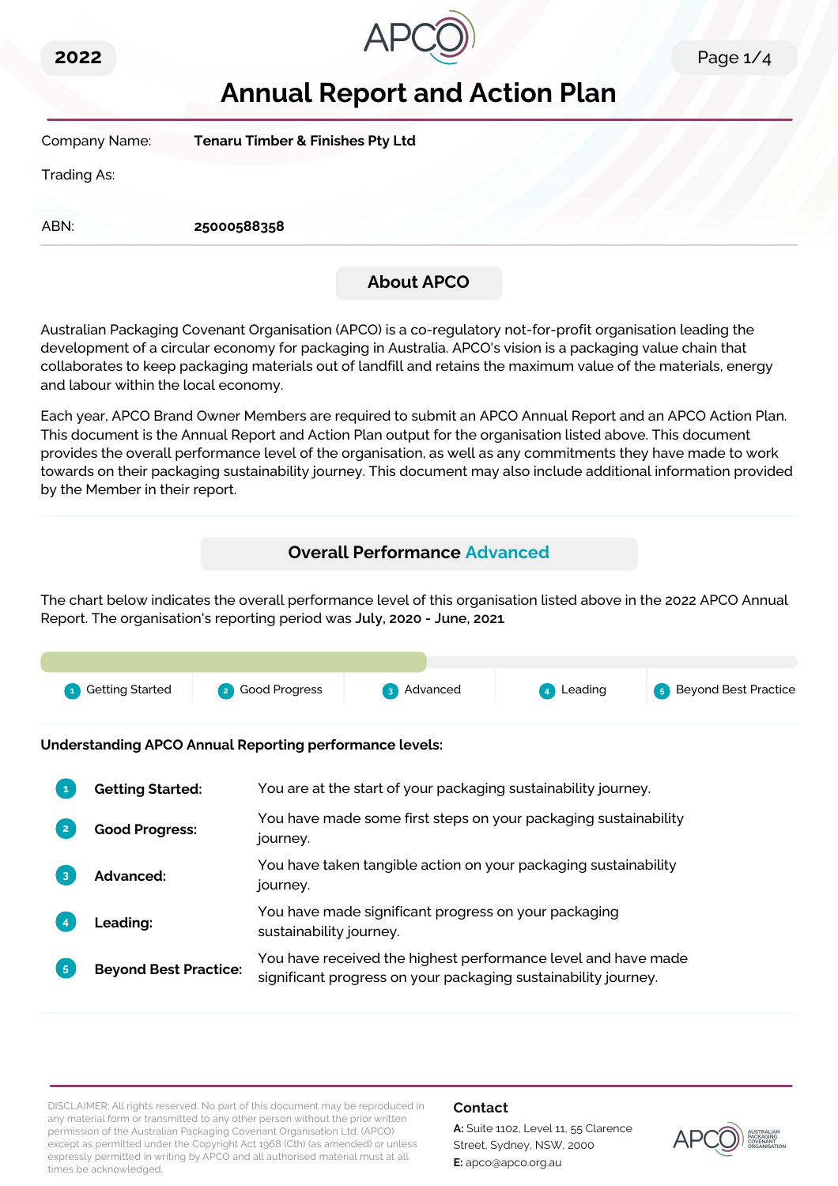2022

# Annual Report and Action Plan

| | |
|---|---|
| Company Name: | **Tenaru Timber & Finishes Pty Ltd** |
| Trading As: | |
| ABN: | **25000588358** |

## About APCO

Australian Packaging Covenant Organisation (APCO) is a co-regulatory not-for-profit organisation leading the development of a circular economy for packaging in Australia. APCO's vision is a packaging value chain that collaborates to keep packaging materials out of landfill and retains the maximum value of the materials, energy and labour within the local economy.

Each year, APCO Brand Owner Members are required to submit an APCO Annual Report and an APCO Action Plan. This document is the Annual Report and Action Plan output for the organisation listed above. This document provides the overall performance level of the organisation, as well as any commitments they have made to work towards on their packaging sustainability journey. This document may also include additional information provided by the Member in their report.

## Overall Performance Advanced

The chart below indicates the overall performance level of this organisation listed above in the 2022 APCO Annual Report. The organisation's reporting period was **July, 2020 - June, 2021**

1 Getting Started | 2 Good Progress | 3 Advanced | 4 Leading | 5 Beyond Best Practice

**Understanding APCO Annual Reporting performance levels:**

1. **Getting Started:** You are at the start of your packaging sustainability journey.
2. **Good Progress:** You have made some first steps on your packaging sustainability journey.
3. **Advanced:** You have taken tangible action on your packaging sustainability journey.
4. **Leading:** You have made significant progress on your packaging sustainability journey.
5. **Beyond Best Practice:** You have received the highest performance level and have made significant progress on your packaging sustainability journey.

DISCLAIMER: All rights reserved. No part of this document may be reproduced in any material form or transmitted to any other person without the prior written permission of the Australian Packaging Covenant Organisation Ltd. (APCO) except as permitted under the Copyright Act 1968 (Cth) (as amended) or unless expressly permitted in writing by APCO and all authorised material must at all times be acknowledged.

**Contact**

**A:** Suite 1102, Level 11, 55 Clarence Street, Sydney, NSW, 2000

**E:** apco@apco.org.au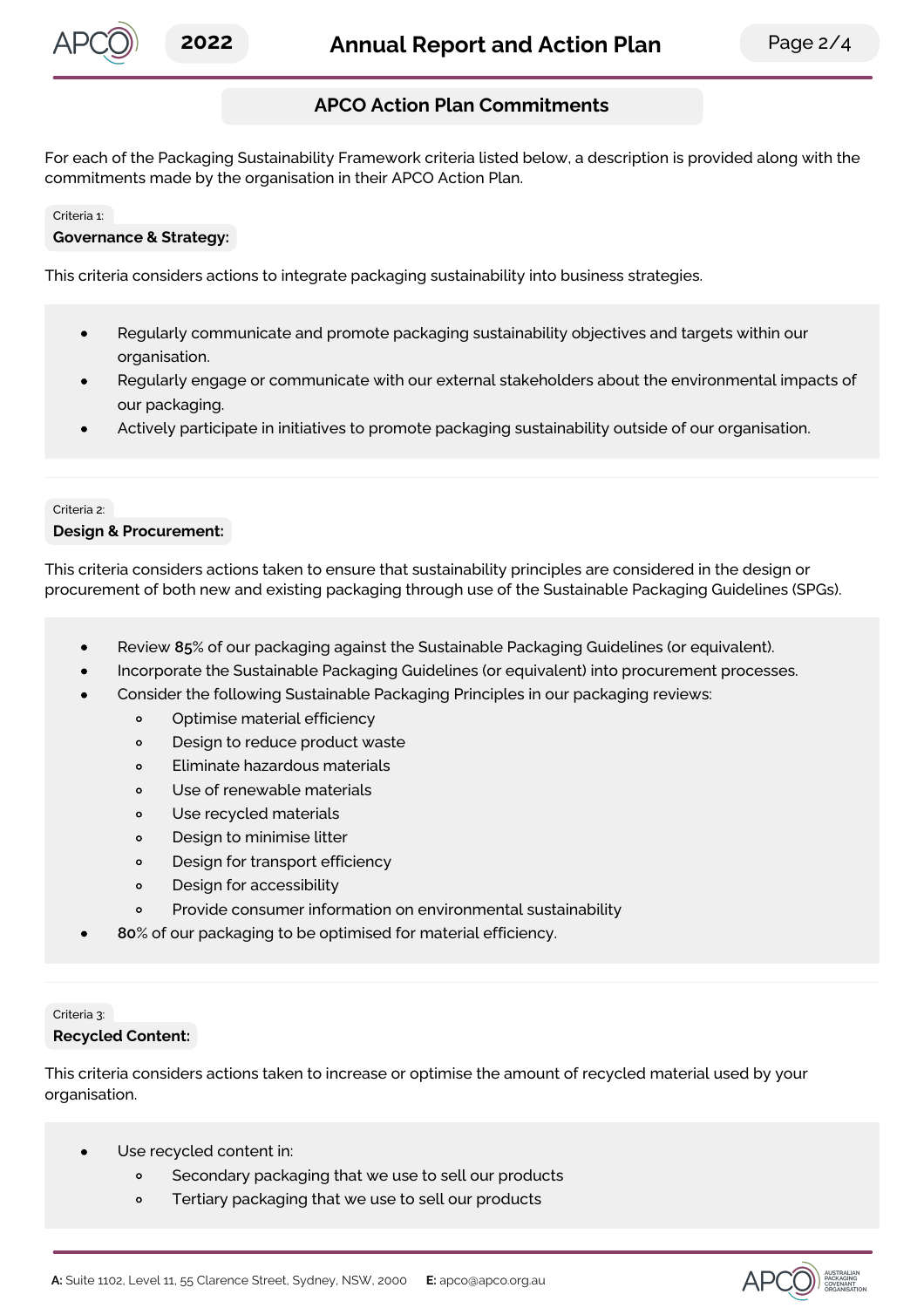## APCO Action Plan Commitments

For each of the Packaging Sustainability Framework criteria listed below, a description is provided along with the commitments made by the organisation in their APCO Action Plan.

Criteria 1:

### Governance & Strategy:

This criteria considers actions to integrate packaging sustainability into business strategies.

- Regularly communicate and promote packaging sustainability objectives and targets within our organisation.
- Regularly engage or communicate with our external stakeholders about the environmental impacts of our packaging.
- Actively participate in initiatives to promote packaging sustainability outside of our organisation.

Criteria 2:

### Design & Procurement:

This criteria considers actions taken to ensure that sustainability principles are considered in the design or procurement of both new and existing packaging through use of the Sustainable Packaging Guidelines (SPGs).

- Review **85**% of our packaging against the Sustainable Packaging Guidelines (or equivalent).
- Incorporate the Sustainable Packaging Guidelines (or equivalent) into procurement processes.
- Consider the following Sustainable Packaging Principles in our packaging reviews:
  - Optimise material efficiency
  - Design to reduce product waste
  - Eliminate hazardous materials
  - Use of renewable materials
  - Use recycled materials
  - Design to minimise litter
  - Design for transport efficiency
  - Design for accessibility
  - Provide consumer information on environmental sustainability
- 80% of our packaging to be optimised for material efficiency.

Criteria 3:

### Recycled Content:

This criteria considers actions taken to increase or optimise the amount of recycled material used by your organisation.

- Use recycled content in:
  - Secondary packaging that we use to sell our products
  - Tertiary packaging that we use to sell our products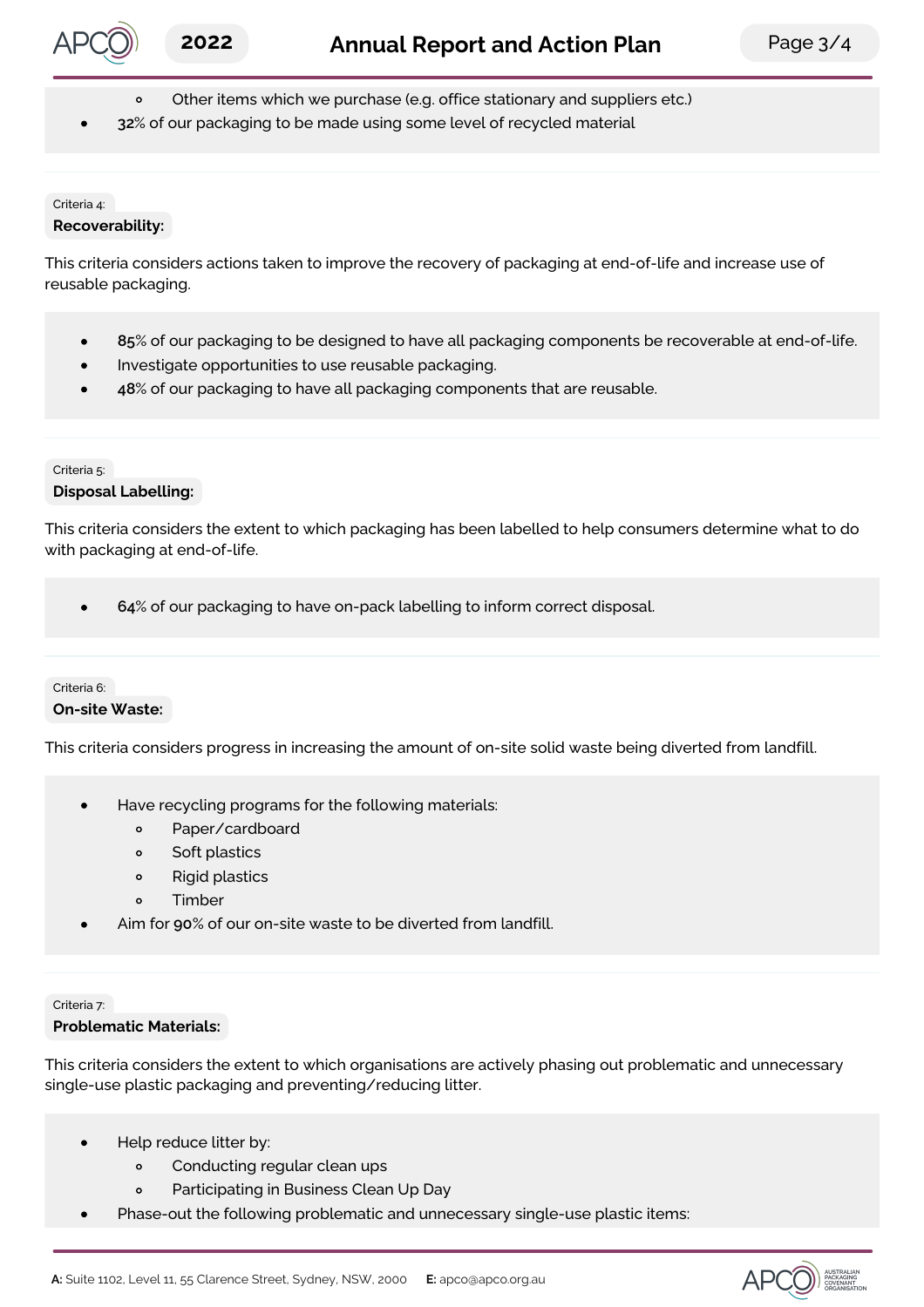- Other items which we purchase (e.g. office stationary and suppliers etc.)
- **32**% of our packaging to be made using some level of recycled material

Criteria 4:

**Recoverability:**

This criteria considers actions taken to improve the recovery of packaging at end-of-life and increase use of reusable packaging.

- **85**% of our packaging to be designed to have all packaging components be recoverable at end-of-life.
- Investigate opportunities to use reusable packaging.
- **48**% of our packaging to have all packaging components that are reusable.

Criteria 5:

**Disposal Labelling:**

This criteria considers the extent to which packaging has been labelled to help consumers determine what to do with packaging at end-of-life.

- **64**% of our packaging to have on-pack labelling to inform correct disposal.

Criteria 6:

**On-site Waste:**

This criteria considers progress in increasing the amount of on-site solid waste being diverted from landfill.

- Have recycling programs for the following materials:
    - Paper/cardboard
    - Soft plastics
    - Rigid plastics
    - Timber
- Aim for **90**% of our on-site waste to be diverted from landfill.

Criteria 7:

**Problematic Materials:**

This criteria considers the extent to which organisations are actively phasing out problematic and unnecessary single-use plastic packaging and preventing/reducing litter.

- Help reduce litter by:
    - Conducting regular clean ups
    - Participating in Business Clean Up Day
- Phase-out the following problematic and unnecessary single-use plastic items: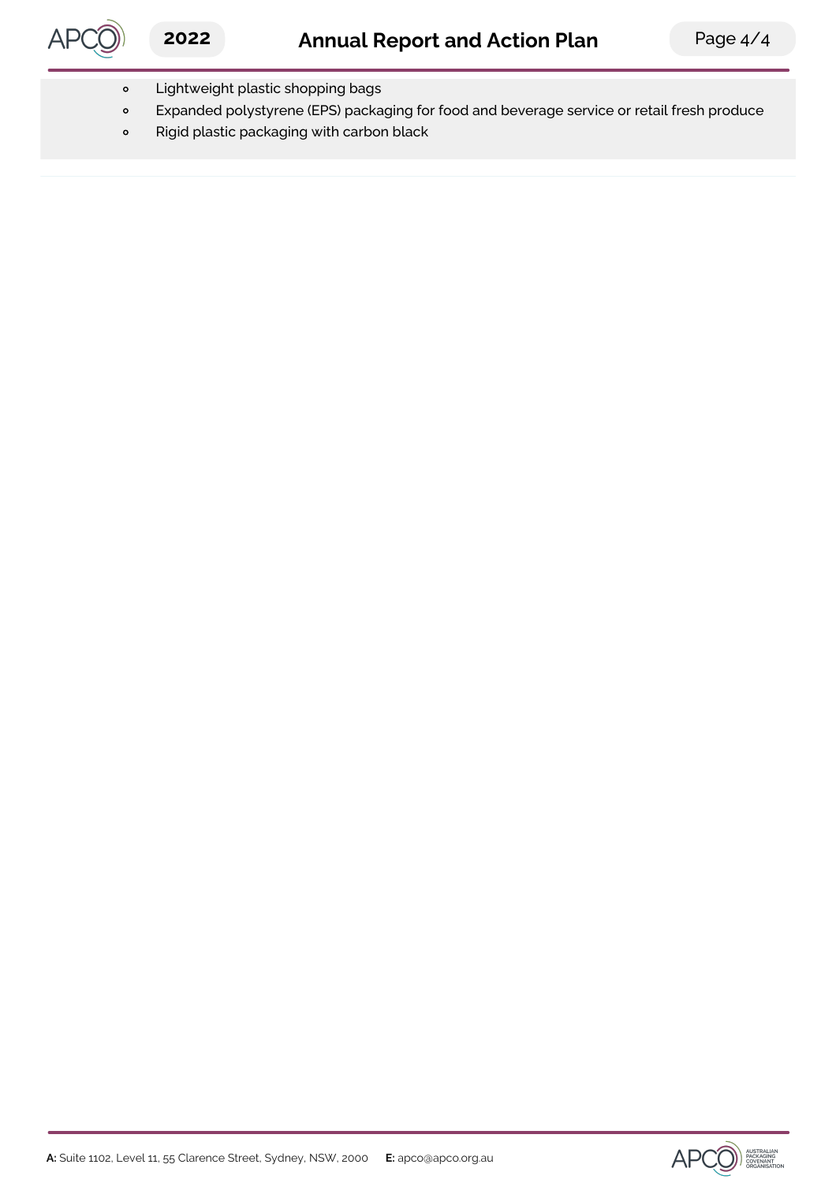- Lightweight plastic shopping bags
- Expanded polystyrene (EPS) packaging for food and beverage service or retail fresh produce
- Rigid plastic packaging with carbon black